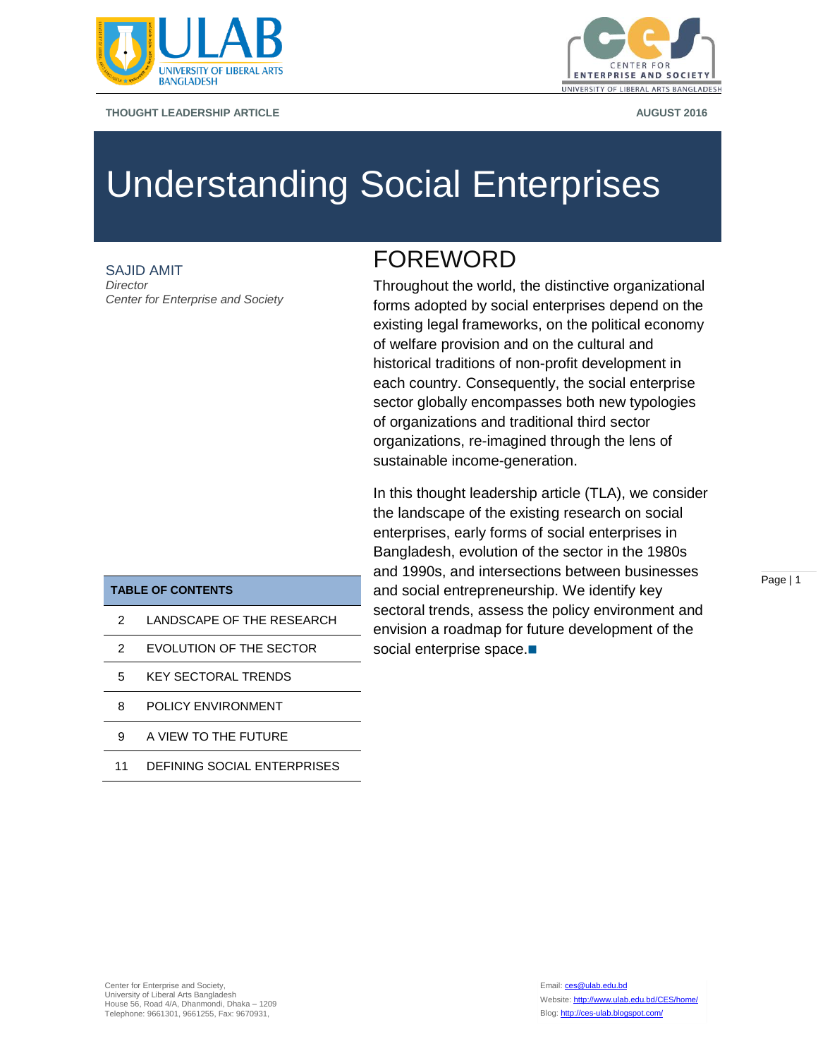THOUGHT LEADERSHIP ARTICLE

AUGUST 2016

# Understanding Social Enterprises

SAJID AMIT
*Director*
*Center for Enterprise and Society*

## FOREWORD

Throughout the world, the distinctive organizational forms adopted by social enterprises depend on the existing legal frameworks, on the political economy of welfare provision and on the cultural and historical traditions of non-profit development in each country. Consequently, the social enterprise sector globally encompasses both new typologies of organizations and traditional third sector organizations, re-imagined through the lens of sustainable income-generation.

In this thought leadership article (TLA), we consider the landscape of the existing research on social enterprises, early forms of social enterprises in Bangladesh, evolution of the sector in the 1980s and 1990s, and intersections between businesses and social entrepreneurship. We identify key sectoral trends, assess the policy environment and envision a roadmap for future development of the social enterprise space.■

| TABLE OF CONTENTS | |
|---|---|
| 2 | LANDSCAPE OF THE RESEARCH |
| 2 | EVOLUTION OF THE SECTOR |
| 5 | KEY SECTORAL TRENDS |
| 8 | POLICY ENVIRONMENT |
| 9 | A VIEW TO THE FUTURE |
| 11 | DEFINING SOCIAL ENTERPRISES |

Center for Enterprise and Society,
University of Liberal Arts Bangladesh
House 56, Road 4/A, Dhanmondi, Dhaka – 1209
Telephone: 9661301, 9661255, Fax: 9670931,

Email: ces@ulab.edu.bd
Website: http://www.ulab.edu.bd/CES/home/
Blog: http://ces-ulab.blogspot.com/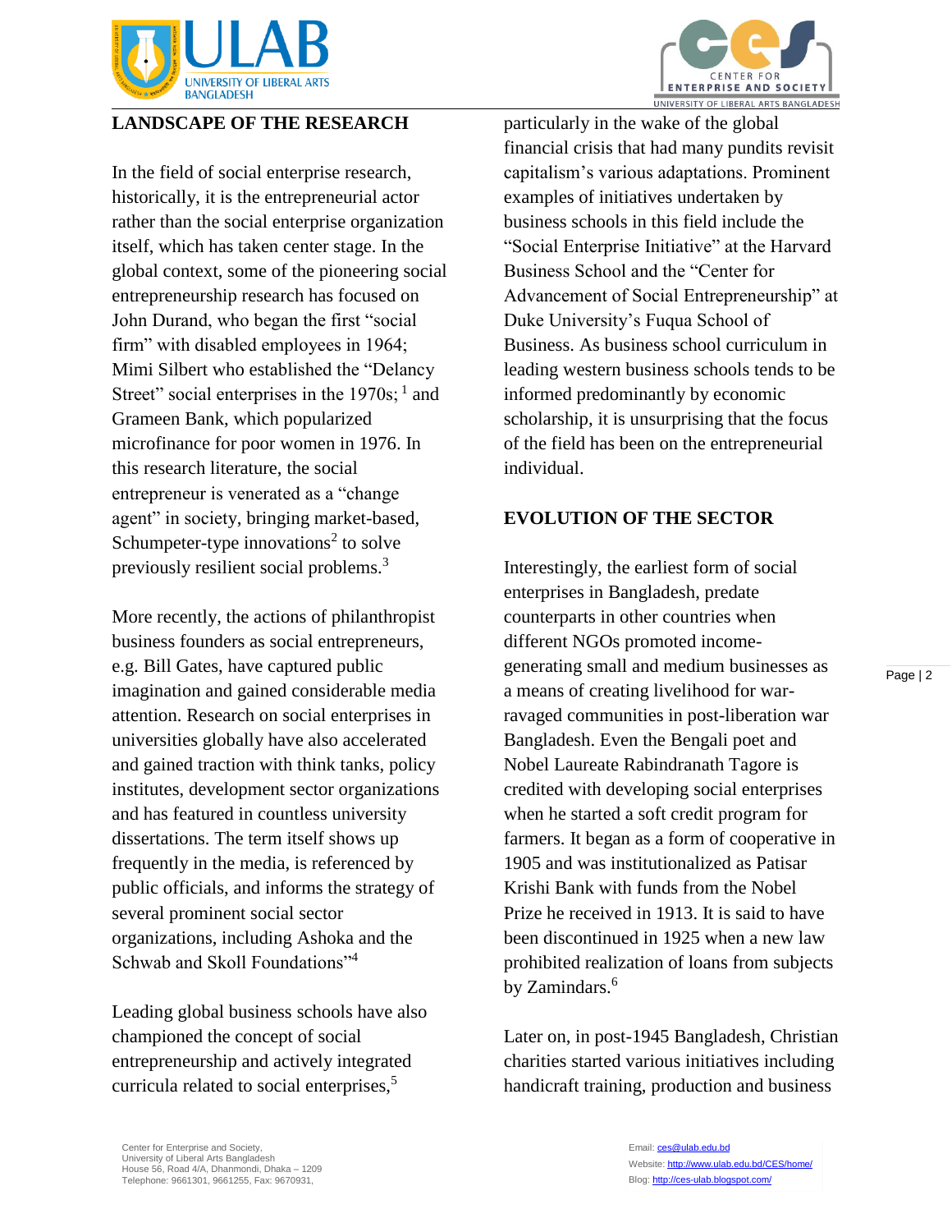## LANDSCAPE OF THE RESEARCH

In the field of social enterprise research, historically, it is the entrepreneurial actor rather than the social enterprise organization itself, which has taken center stage. In the global context, some of the pioneering social entrepreneurship research has focused on John Durand, who began the first "social firm" with disabled employees in 1964; Mimi Silbert who established the "Delancy Street" social enterprises in the 1970s; [1] and Grameen Bank, which popularized microfinance for poor women in 1976. In this research literature, the social entrepreneur is venerated as a "change agent" in society, bringing market-based, Schumpeter-type innovations[2] to solve previously resilient social problems.[3]

More recently, the actions of philanthropist business founders as social entrepreneurs, e.g. Bill Gates, have captured public imagination and gained considerable media attention. Research on social enterprises in universities globally have also accelerated and gained traction with think tanks, policy institutes, development sector organizations and has featured in countless university dissertations. The term itself shows up frequently in the media, is referenced by public officials, and informs the strategy of several prominent social sector organizations, including Ashoka and the Schwab and Skoll Foundations"[4]

Leading global business schools have also championed the concept of social entrepreneurship and actively integrated curricula related to social enterprises,[5] particularly in the wake of the global financial crisis that had many pundits revisit capitalism's various adaptations. Prominent examples of initiatives undertaken by business schools in this field include the "Social Enterprise Initiative" at the Harvard Business School and the "Center for Advancement of Social Entrepreneurship" at Duke University's Fuqua School of Business. As business school curriculum in leading western business schools tends to be informed predominantly by economic scholarship, it is unsurprising that the focus of the field has been on the entrepreneurial individual.

## EVOLUTION OF THE SECTOR

Interestingly, the earliest form of social enterprises in Bangladesh, predate counterparts in other countries when different NGOs promoted income-generating small and medium businesses as a means of creating livelihood for war-ravaged communities in post-liberation war Bangladesh. Even the Bengali poet and Nobel Laureate Rabindranath Tagore is credited with developing social enterprises when he started a soft credit program for farmers. It began as a form of cooperative in 1905 and was institutionalized as Patisar Krishi Bank with funds from the Nobel Prize he received in 1913. It is said to have been discontinued in 1925 when a new law prohibited realization of loans from subjects by Zamindars.[6]

Later on, in post-1945 Bangladesh, Christian charities started various initiatives including handicraft training, production and business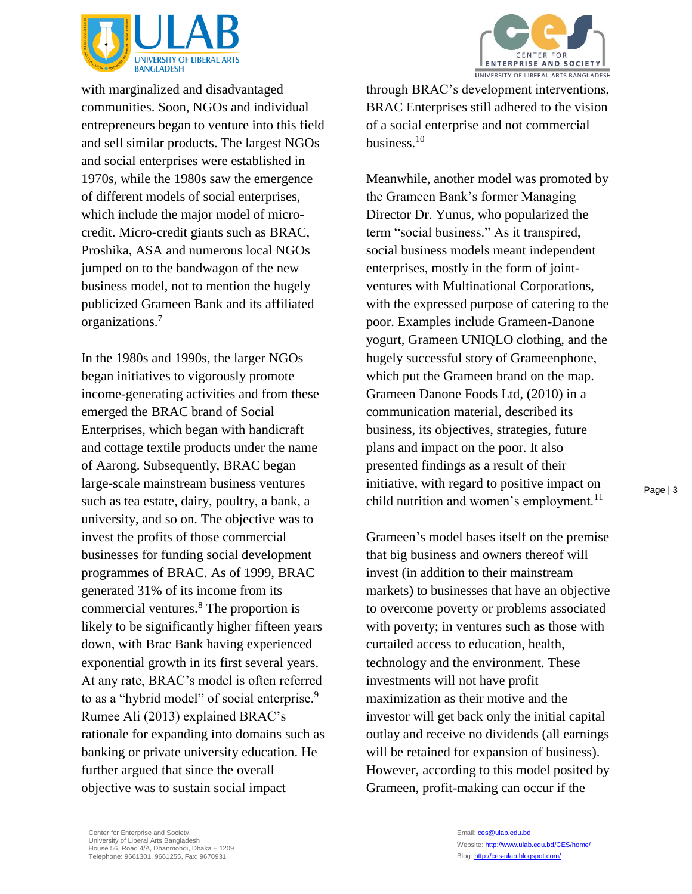with marginalized and disadvantaged communities. Soon, NGOs and individual entrepreneurs began to venture into this field and sell similar products. The largest NGOs and social enterprises were established in 1970s, while the 1980s saw the emergence of different models of social enterprises, which include the major model of micro-credit. Micro-credit giants such as BRAC, Proshika, ASA and numerous local NGOs jumped on to the bandwagon of the new business model, not to mention the hugely publicized Grameen Bank and its affiliated organizations.[7]

In the 1980s and 1990s, the larger NGOs began initiatives to vigorously promote income-generating activities and from these emerged the BRAC brand of Social Enterprises, which began with handicraft and cottage textile products under the name of Aarong. Subsequently, BRAC began large-scale mainstream business ventures such as tea estate, dairy, poultry, a bank, a university, and so on. The objective was to invest the profits of those commercial businesses for funding social development programmes of BRAC. As of 1999, BRAC generated 31% of its income from its commercial ventures.[8] The proportion is likely to be significantly higher fifteen years down, with Brac Bank having experienced exponential growth in its first several years. At any rate, BRAC's model is often referred to as a "hybrid model" of social enterprise.[9] Rumee Ali (2013) explained BRAC's rationale for expanding into domains such as banking or private university education. He further argued that since the overall objective was to sustain social impact through BRAC's development interventions, BRAC Enterprises still adhered to the vision of a social enterprise and not commercial business.[10]

Meanwhile, another model was promoted by the Grameen Bank's former Managing Director Dr. Yunus, who popularized the term "social business." As it transpired, social business models meant independent enterprises, mostly in the form of joint-ventures with Multinational Corporations, with the expressed purpose of catering to the poor. Examples include Grameen-Danone yogurt, Grameen UNIQLO clothing, and the hugely successful story of Grameenphone, which put the Grameen brand on the map. Grameen Danone Foods Ltd, (2010) in a communication material, described its business, its objectives, strategies, future plans and impact on the poor. It also presented findings as a result of their initiative, with regard to positive impact on child nutrition and women's employment.[11]

Grameen's model bases itself on the premise that big business and owners thereof will invest (in addition to their mainstream markets) to businesses that have an objective to overcome poverty or problems associated with poverty; in ventures such as those with curtailed access to education, health, technology and the environment. These investments will not have profit maximization as their motive and the investor will get back only the initial capital outlay and receive no dividends (all earnings will be retained for expansion of business). However, according to this model posited by Grameen, profit-making can occur if the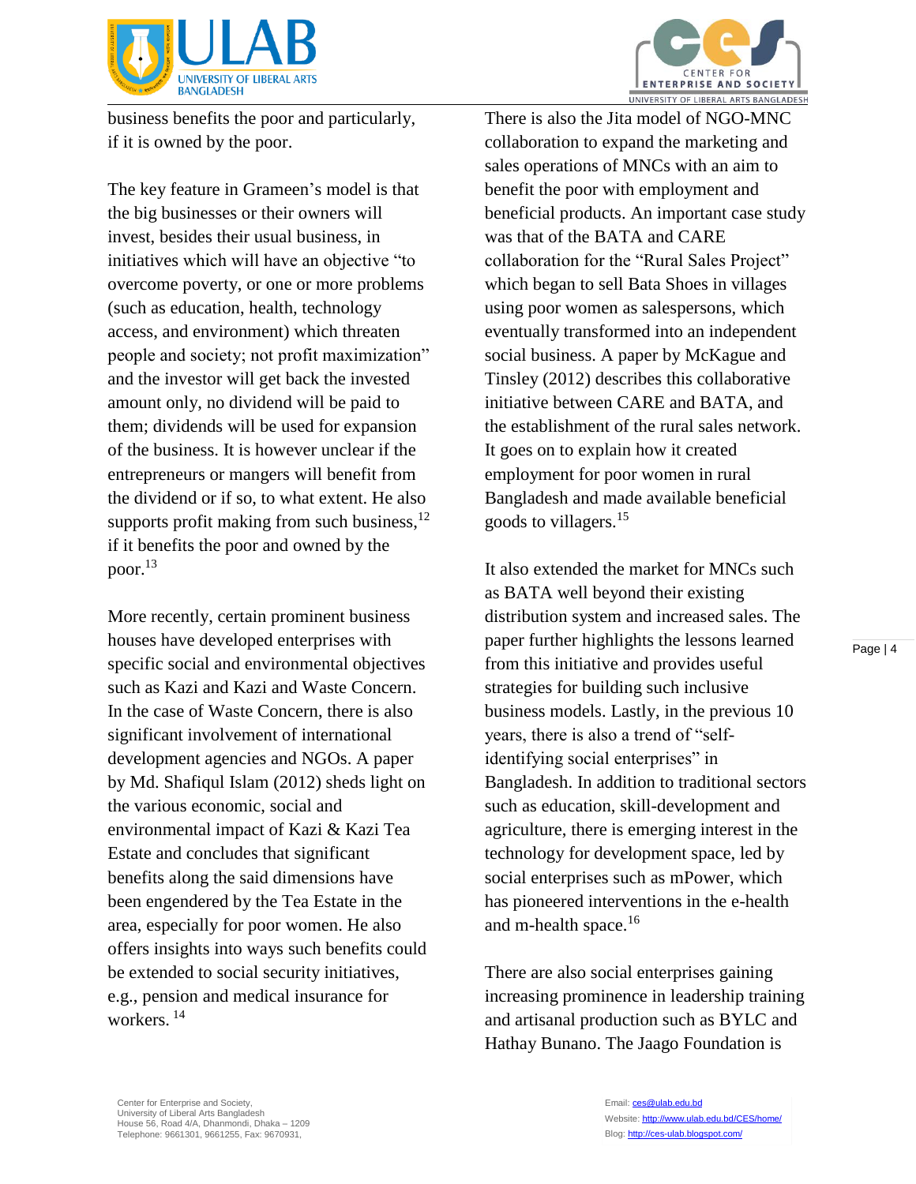business benefits the poor and particularly, if it is owned by the poor.

The key feature in Grameen's model is that the big businesses or their owners will invest, besides their usual business, in initiatives which will have an objective "to overcome poverty, or one or more problems (such as education, health, technology access, and environment) which threaten people and society; not profit maximization" and the investor will get back the invested amount only, no dividend will be paid to them; dividends will be used for expansion of the business. It is however unclear if the entrepreneurs or mangers will benefit from the dividend or if so, to what extent. He also supports profit making from such business,[12] if it benefits the poor and owned by the poor.[13]

More recently, certain prominent business houses have developed enterprises with specific social and environmental objectives such as Kazi and Kazi and Waste Concern. In the case of Waste Concern, there is also significant involvement of international development agencies and NGOs. A paper by Md. Shafiqul Islam (2012) sheds light on the various economic, social and environmental impact of Kazi & Kazi Tea Estate and concludes that significant benefits along the said dimensions have been engendered by the Tea Estate in the area, especially for poor women. He also offers insights into ways such benefits could be extended to social security initiatives, e.g., pension and medical insurance for workers. [14]

There is also the Jita model of NGO-MNC collaboration to expand the marketing and sales operations of MNCs with an aim to benefit the poor with employment and beneficial products. An important case study was that of the BATA and CARE collaboration for the "Rural Sales Project" which began to sell Bata Shoes in villages using poor women as salespersons, which eventually transformed into an independent social business. A paper by McKague and Tinsley (2012) describes this collaborative initiative between CARE and BATA, and the establishment of the rural sales network. It goes on to explain how it created employment for poor women in rural Bangladesh and made available beneficial goods to villagers.[15]

It also extended the market for MNCs such as BATA well beyond their existing distribution system and increased sales. The paper further highlights the lessons learned from this initiative and provides useful strategies for building such inclusive business models. Lastly, in the previous 10 years, there is also a trend of "self-identifying social enterprises" in Bangladesh. In addition to traditional sectors such as education, skill-development and agriculture, there is emerging interest in the technology for development space, led by social enterprises such as mPower, which has pioneered interventions in the e-health and m-health space.[16]

There are also social enterprises gaining increasing prominence in leadership training and artisanal production such as BYLC and Hathay Bunano. The Jaago Foundation is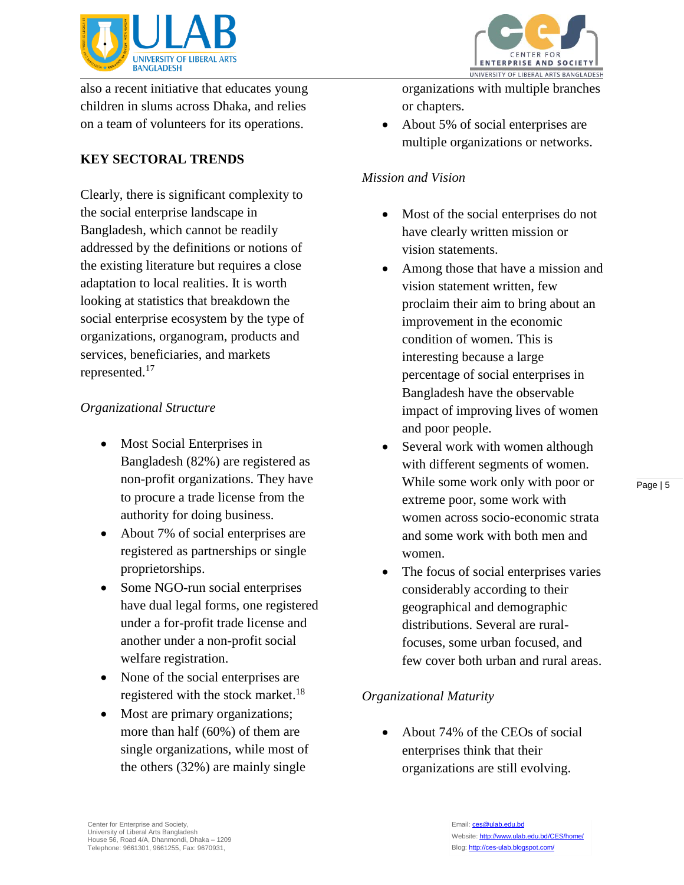also a recent initiative that educates young children in slums across Dhaka, and relies on a team of volunteers for its operations.

## KEY SECTORAL TRENDS

Clearly, there is significant complexity to the social enterprise landscape in Bangladesh, which cannot be readily addressed by the definitions or notions of the existing literature but requires a close adaptation to local realities. It is worth looking at statistics that breakdown the social enterprise ecosystem by the type of organizations, organogram, products and services, beneficiaries, and markets represented.[17]

### *Organizational Structure*

- Most Social Enterprises in Bangladesh (82%) are registered as non-profit organizations. They have to procure a trade license from the authority for doing business.
- About 7% of social enterprises are registered as partnerships or single proprietorships.
- Some NGO-run social enterprises have dual legal forms, one registered under a for-profit trade license and another under a non-profit social welfare registration.
- None of the social enterprises are registered with the stock market.[18]
- Most are primary organizations; more than half (60%) of them are single organizations, while most of the others (32%) are mainly single organizations with multiple branches or chapters.
- About 5% of social enterprises are multiple organizations or networks.

### *Mission and Vision*

- Most of the social enterprises do not have clearly written mission or vision statements.
- Among those that have a mission and vision statement written, few proclaim their aim to bring about an improvement in the economic condition of women. This is interesting because a large percentage of social enterprises in Bangladesh have the observable impact of improving lives of women and poor people.
- Several work with women although with different segments of women. While some work only with poor or extreme poor, some work with women across socio-economic strata and some work with both men and women.
- The focus of social enterprises varies considerably according to their geographical and demographic distributions. Several are rural-focuses, some urban focused, and few cover both urban and rural areas.

### *Organizational Maturity*

- About 74% of the CEOs of social enterprises think that their organizations are still evolving.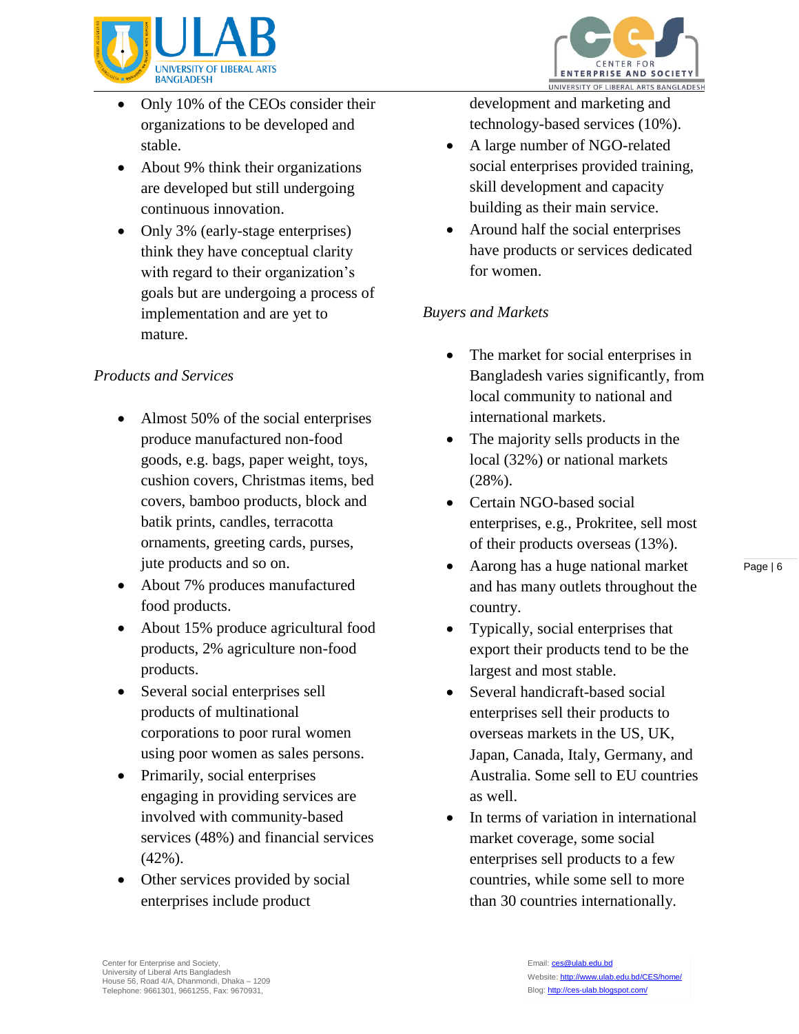- Only 10% of the CEOs consider their organizations to be developed and stable.
- About 9% think their organizations are developed but still undergoing continuous innovation.
- Only 3% (early-stage enterprises) think they have conceptual clarity with regard to their organization's goals but are undergoing a process of implementation and are yet to mature.

*Products and Services*

- Almost 50% of the social enterprises produce manufactured non-food goods, e.g. bags, paper weight, toys, cushion covers, Christmas items, bed covers, bamboo products, block and batik prints, candles, terracotta ornaments, greeting cards, purses, jute products and so on.
- About 7% produces manufactured food products.
- About 15% produce agricultural food products, 2% agriculture non-food products.
- Several social enterprises sell products of multinational corporations to poor rural women using poor women as sales persons.
- Primarily, social enterprises engaging in providing services are involved with community-based services (48%) and financial services (42%).
- Other services provided by social enterprises include product development and marketing and technology-based services (10%).
- A large number of NGO-related social enterprises provided training, skill development and capacity building as their main service.
- Around half the social enterprises have products or services dedicated for women.

*Buyers and Markets*

- The market for social enterprises in Bangladesh varies significantly, from local community to national and international markets.
- The majority sells products in the local (32%) or national markets (28%).
- Certain NGO-based social enterprises, e.g., Prokritee, sell most of their products overseas (13%).
- Aarong has a huge national market and has many outlets throughout the country.
- Typically, social enterprises that export their products tend to be the largest and most stable.
- Several handicraft-based social enterprises sell their products to overseas markets in the US, UK, Japan, Canada, Italy, Germany, and Australia. Some sell to EU countries as well.
- In terms of variation in international market coverage, some social enterprises sell products to a few countries, while some sell to more than 30 countries internationally.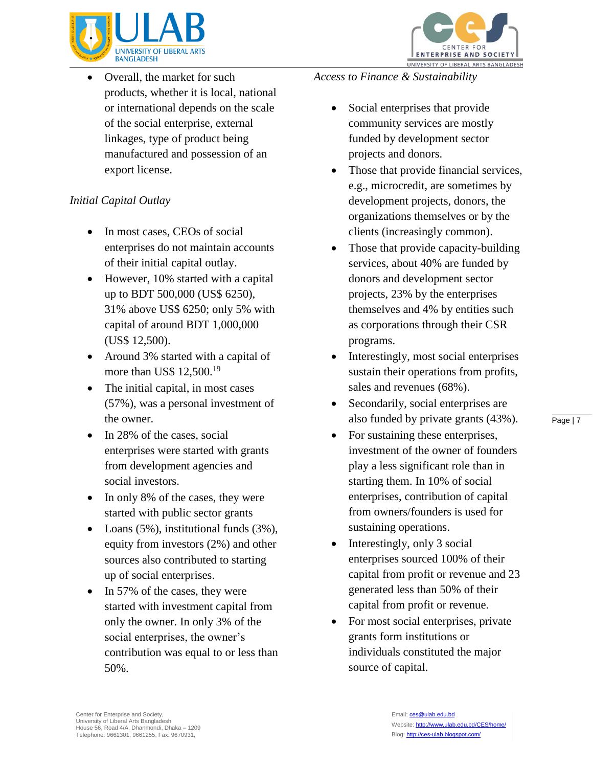- Overall, the market for such products, whether it is local, national or international depends on the scale of the social enterprise, external linkages, type of product being manufactured and possession of an export license.

*Initial Capital Outlay*

- In most cases, CEOs of social enterprises do not maintain accounts of their initial capital outlay.
- However, 10% started with a capital up to BDT 500,000 (US$ 6250), 31% above US$ 6250; only 5% with capital of around BDT 1,000,000 (US$ 12,500).
- Around 3% started with a capital of more than US$ 12,500.[19]
- The initial capital, in most cases (57%), was a personal investment of the owner.
- In 28% of the cases, social enterprises were started with grants from development agencies and social investors.
- In only 8% of the cases, they were started with public sector grants
- Loans (5%), institutional funds (3%), equity from investors (2%) and other sources also contributed to starting up of social enterprises.
- In 57% of the cases, they were started with investment capital from only the owner. In only 3% of the social enterprises, the owner's contribution was equal to or less than 50%.

*Access to Finance & Sustainability*

- Social enterprises that provide community services are mostly funded by development sector projects and donors.
- Those that provide financial services, e.g., microcredit, are sometimes by development projects, donors, the organizations themselves or by the clients (increasingly common).
- Those that provide capacity-building services, about 40% are funded by donors and development sector projects, 23% by the enterprises themselves and 4% by entities such as corporations through their CSR programs.
- Interestingly, most social enterprises sustain their operations from profits, sales and revenues (68%).
- Secondarily, social enterprises are also funded by private grants (43%).
- For sustaining these enterprises, investment of the owner of founders play a less significant role than in starting them. In 10% of social enterprises, contribution of capital from owners/founders is used for sustaining operations.
- Interestingly, only 3 social enterprises sourced 100% of their capital from profit or revenue and 23 generated less than 50% of their capital from profit or revenue.
- For most social enterprises, private grants form institutions or individuals constituted the major source of capital.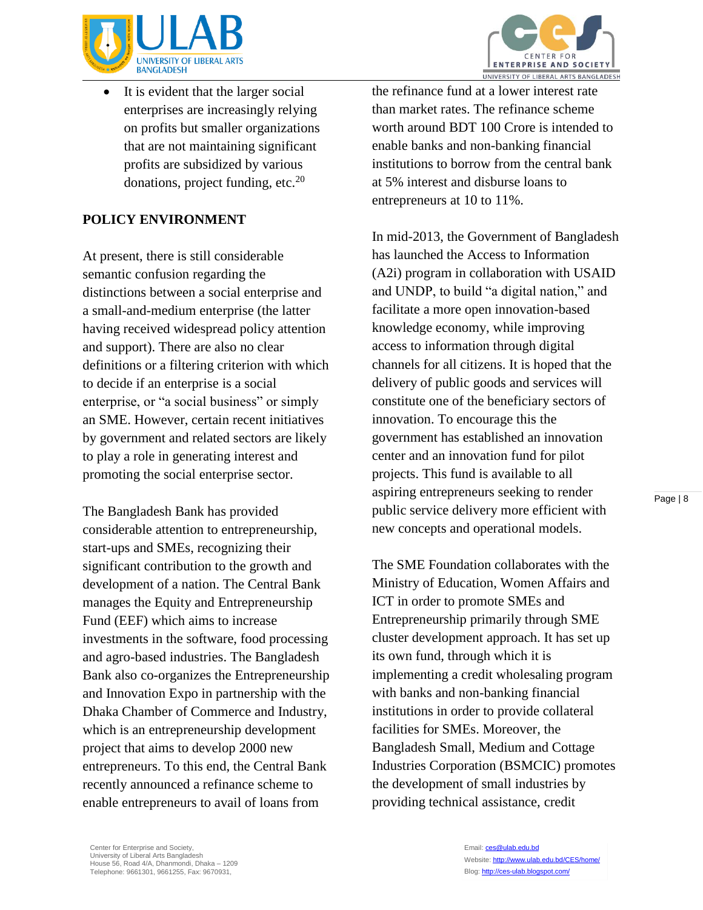- It is evident that the larger social enterprises are increasingly relying on profits but smaller organizations that are not maintaining significant profits are subsidized by various donations, project funding, etc.[20]

## POLICY ENVIRONMENT

At present, there is still considerable semantic confusion regarding the distinctions between a social enterprise and a small-and-medium enterprise (the latter having received widespread policy attention and support). There are also no clear definitions or a filtering criterion with which to decide if an enterprise is a social enterprise, or "a social business" or simply an SME. However, certain recent initiatives by government and related sectors are likely to play a role in generating interest and promoting the social enterprise sector.

The Bangladesh Bank has provided considerable attention to entrepreneurship, start-ups and SMEs, recognizing their significant contribution to the growth and development of a nation. The Central Bank manages the Equity and Entrepreneurship Fund (EEF) which aims to increase investments in the software, food processing and agro-based industries. The Bangladesh Bank also co-organizes the Entrepreneurship and Innovation Expo in partnership with the Dhaka Chamber of Commerce and Industry, which is an entrepreneurship development project that aims to develop 2000 new entrepreneurs. To this end, the Central Bank recently announced a refinance scheme to enable entrepreneurs to avail of loans from the refinance fund at a lower interest rate than market rates. The refinance scheme worth around BDT 100 Crore is intended to enable banks and non-banking financial institutions to borrow from the central bank at 5% interest and disburse loans to entrepreneurs at 10 to 11%.

In mid-2013, the Government of Bangladesh has launched the Access to Information (A2i) program in collaboration with USAID and UNDP, to build "a digital nation," and facilitate a more open innovation-based knowledge economy, while improving access to information through digital channels for all citizens. It is hoped that the delivery of public goods and services will constitute one of the beneficiary sectors of innovation. To encourage this the government has established an innovation center and an innovation fund for pilot projects. This fund is available to all aspiring entrepreneurs seeking to render public service delivery more efficient with new concepts and operational models.

The SME Foundation collaborates with the Ministry of Education, Women Affairs and ICT in order to promote SMEs and Entrepreneurship primarily through SME cluster development approach. It has set up its own fund, through which it is implementing a credit wholesaling program with banks and non-banking financial institutions in order to provide collateral facilities for SMEs. Moreover, the Bangladesh Small, Medium and Cottage Industries Corporation (BSMCIC) promotes the development of small industries by providing technical assistance, credit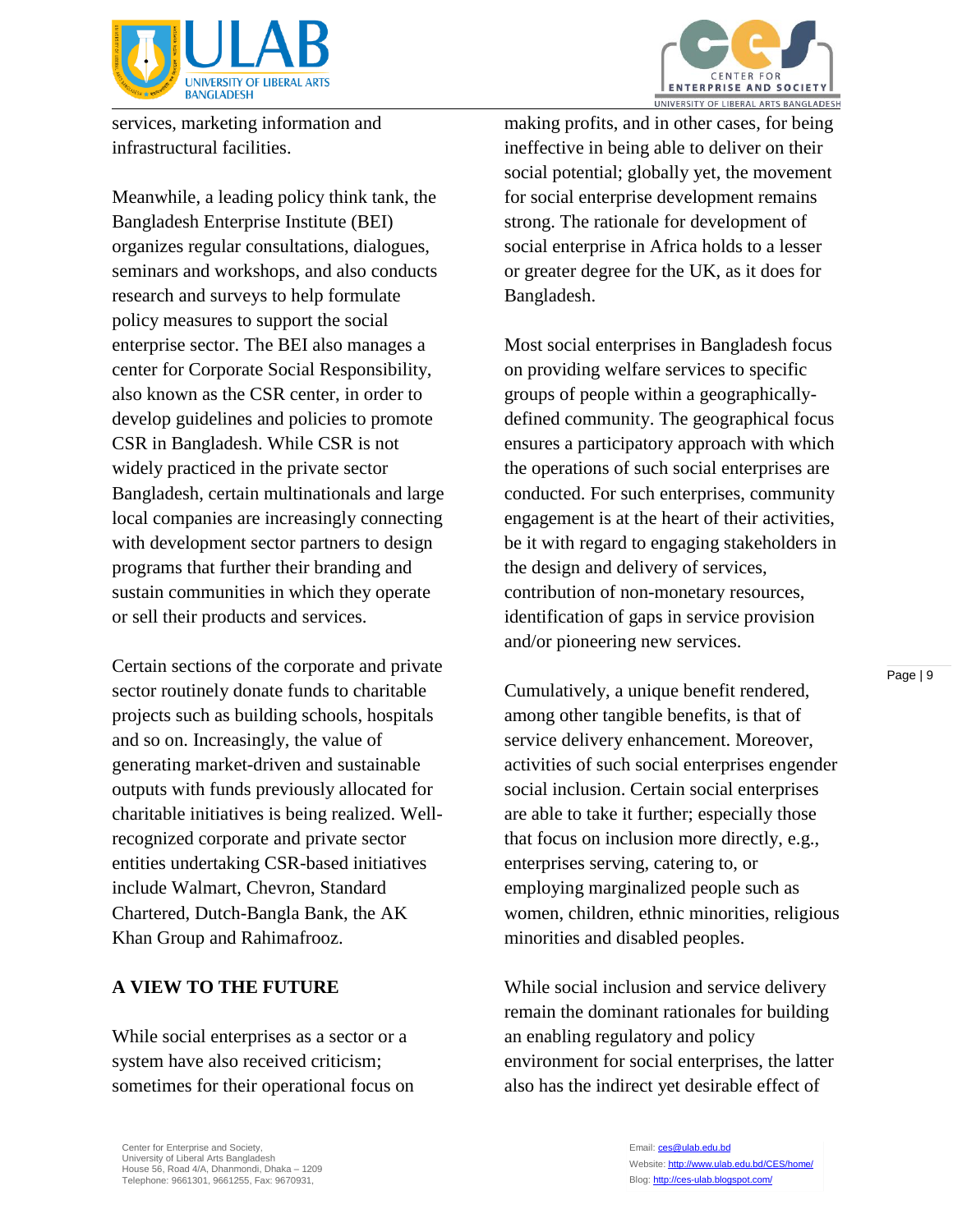services, marketing information and infrastructural facilities.

Meanwhile, a leading policy think tank, the Bangladesh Enterprise Institute (BEI) organizes regular consultations, dialogues, seminars and workshops, and also conducts research and surveys to help formulate policy measures to support the social enterprise sector. The BEI also manages a center for Corporate Social Responsibility, also known as the CSR center, in order to develop guidelines and policies to promote CSR in Bangladesh. While CSR is not widely practiced in the private sector Bangladesh, certain multinationals and large local companies are increasingly connecting with development sector partners to design programs that further their branding and sustain communities in which they operate or sell their products and services.

Certain sections of the corporate and private sector routinely donate funds to charitable projects such as building schools, hospitals and so on. Increasingly, the value of generating market-driven and sustainable outputs with funds previously allocated for charitable initiatives is being realized. Well-recognized corporate and private sector entities undertaking CSR-based initiatives include Walmart, Chevron, Standard Chartered, Dutch-Bangla Bank, the AK Khan Group and Rahimafrooz.

## A VIEW TO THE FUTURE

While social enterprises as a sector or a system have also received criticism; sometimes for their operational focus on making profits, and in other cases, for being ineffective in being able to deliver on their social potential; globally yet, the movement for social enterprise development remains strong. The rationale for development of social enterprise in Africa holds to a lesser or greater degree for the UK, as it does for Bangladesh.

Most social enterprises in Bangladesh focus on providing welfare services to specific groups of people within a geographically-defined community. The geographical focus ensures a participatory approach with which the operations of such social enterprises are conducted. For such enterprises, community engagement is at the heart of their activities, be it with regard to engaging stakeholders in the design and delivery of services, contribution of non-monetary resources, identification of gaps in service provision and/or pioneering new services.

Cumulatively, a unique benefit rendered, among other tangible benefits, is that of service delivery enhancement. Moreover, activities of such social enterprises engender social inclusion. Certain social enterprises are able to take it further; especially those that focus on inclusion more directly, e.g., enterprises serving, catering to, or employing marginalized people such as women, children, ethnic minorities, religious minorities and disabled peoples.

While social inclusion and service delivery remain the dominant rationales for building an enabling regulatory and policy environment for social enterprises, the latter also has the indirect yet desirable effect of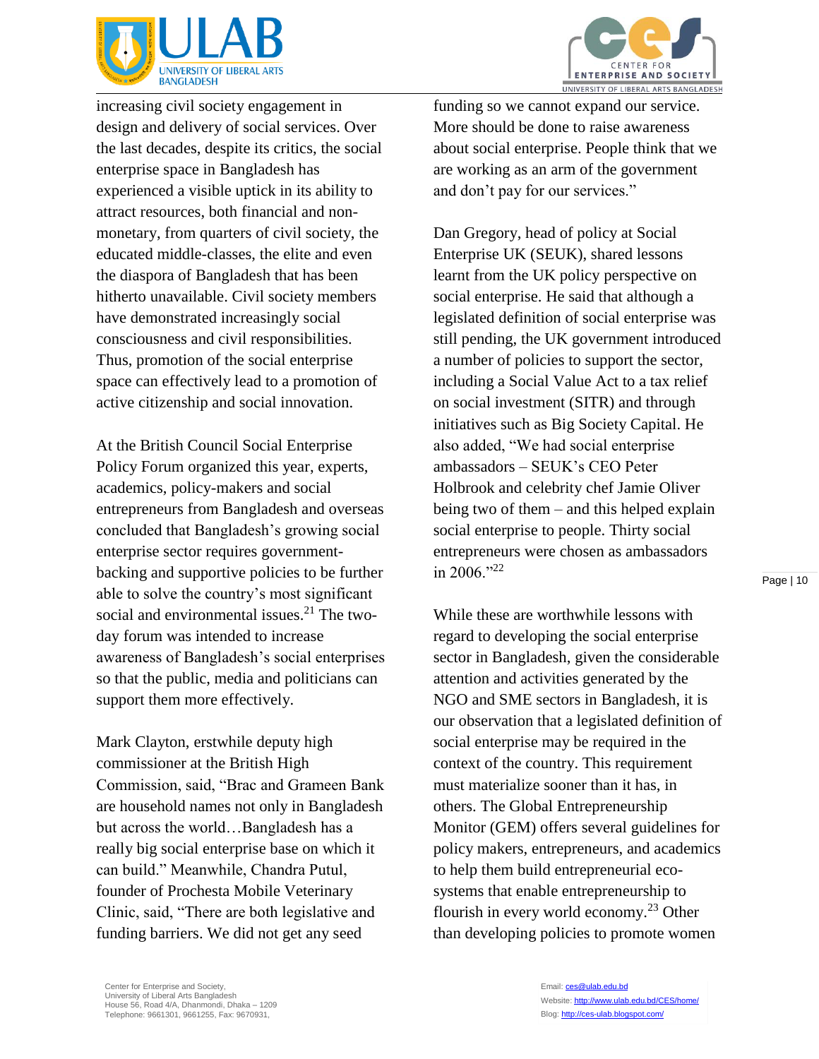increasing civil society engagement in design and delivery of social services. Over the last decades, despite its critics, the social enterprise space in Bangladesh has experienced a visible uptick in its ability to attract resources, both financial and non-monetary, from quarters of civil society, the educated middle-classes, the elite and even the diaspora of Bangladesh that has been hitherto unavailable. Civil society members have demonstrated increasingly social consciousness and civil responsibilities. Thus, promotion of the social enterprise space can effectively lead to a promotion of active citizenship and social innovation.

At the British Council Social Enterprise Policy Forum organized this year, experts, academics, policy-makers and social entrepreneurs from Bangladesh and overseas concluded that Bangladesh's growing social enterprise sector requires government-backing and supportive policies to be further able to solve the country's most significant social and environmental issues.[21] The two-day forum was intended to increase awareness of Bangladesh's social enterprises so that the public, media and politicians can support them more effectively.

Mark Clayton, erstwhile deputy high commissioner at the British High Commission, said, "Brac and Grameen Bank are household names not only in Bangladesh but across the world…Bangladesh has a really big social enterprise base on which it can build." Meanwhile, Chandra Putul, founder of Prochesta Mobile Veterinary Clinic, said, "There are both legislative and funding barriers. We did not get any seed funding so we cannot expand our service. More should be done to raise awareness about social enterprise. People think that we are working as an arm of the government and don't pay for our services."

Dan Gregory, head of policy at Social Enterprise UK (SEUK), shared lessons learnt from the UK policy perspective on social enterprise. He said that although a legislated definition of social enterprise was still pending, the UK government introduced a number of policies to support the sector, including a Social Value Act to a tax relief on social investment (SITR) and through initiatives such as Big Society Capital. He also added, "We had social enterprise ambassadors – SEUK's CEO Peter Holbrook and celebrity chef Jamie Oliver being two of them – and this helped explain social enterprise to people. Thirty social entrepreneurs were chosen as ambassadors in 2006."[22]

While these are worthwhile lessons with regard to developing the social enterprise sector in Bangladesh, given the considerable attention and activities generated by the NGO and SME sectors in Bangladesh, it is our observation that a legislated definition of social enterprise may be required in the context of the country. This requirement must materialize sooner than it has, in others. The Global Entrepreneurship Monitor (GEM) offers several guidelines for policy makers, entrepreneurs, and academics to help them build entrepreneurial eco-systems that enable entrepreneurship to flourish in every world economy.[23] Other than developing policies to promote women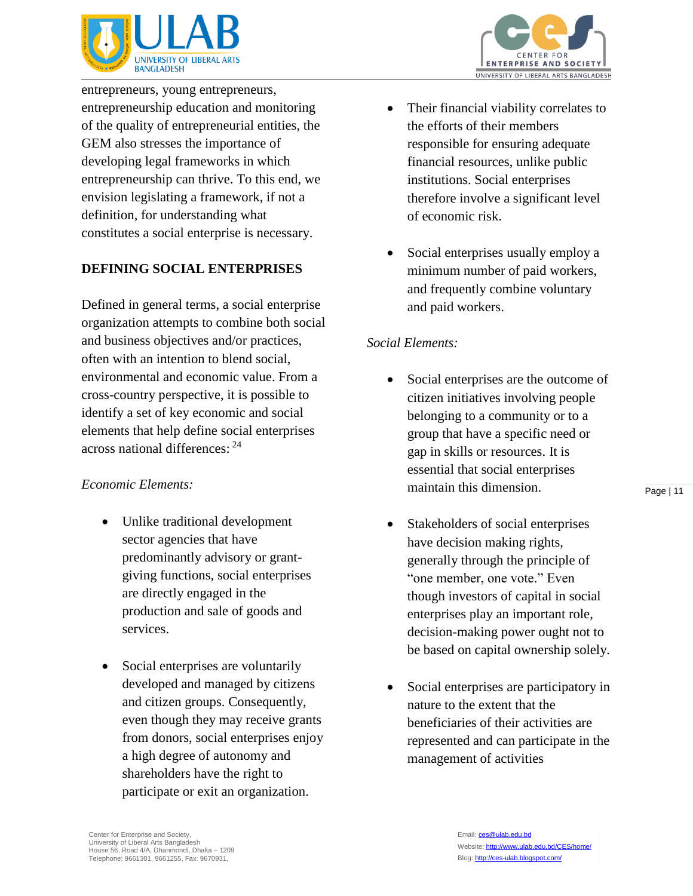entrepreneurs, young entrepreneurs, entrepreneurship education and monitoring of the quality of entrepreneurial entities, the GEM also stresses the importance of developing legal frameworks in which entrepreneurship can thrive. To this end, we envision legislating a framework, if not a definition, for understanding what constitutes a social enterprise is necessary.

## DEFINING SOCIAL ENTERPRISES

Defined in general terms, a social enterprise organization attempts to combine both social and business objectives and/or practices, often with an intention to blend social, environmental and economic value. From a cross-country perspective, it is possible to identify a set of key economic and social elements that help define social enterprises across national differences: [24]

*Economic Elements:*

- Unlike traditional development sector agencies that have predominantly advisory or grant-giving functions, social enterprises are directly engaged in the production and sale of goods and services.
- Social enterprises are voluntarily developed and managed by citizens and citizen groups. Consequently, even though they may receive grants from donors, social enterprises enjoy a high degree of autonomy and shareholders have the right to participate or exit an organization.
- Their financial viability correlates to the efforts of their members responsible for ensuring adequate financial resources, unlike public institutions. Social enterprises therefore involve a significant level of economic risk.
- Social enterprises usually employ a minimum number of paid workers, and frequently combine voluntary and paid workers.

*Social Elements:*

- Social enterprises are the outcome of citizen initiatives involving people belonging to a community or to a group that have a specific need or gap in skills or resources. It is essential that social enterprises maintain this dimension.
- Stakeholders of social enterprises have decision making rights, generally through the principle of "one member, one vote." Even though investors of capital in social enterprises play an important role, decision-making power ought not to be based on capital ownership solely.
- Social enterprises are participatory in nature to the extent that the beneficiaries of their activities are represented and can participate in the management of activities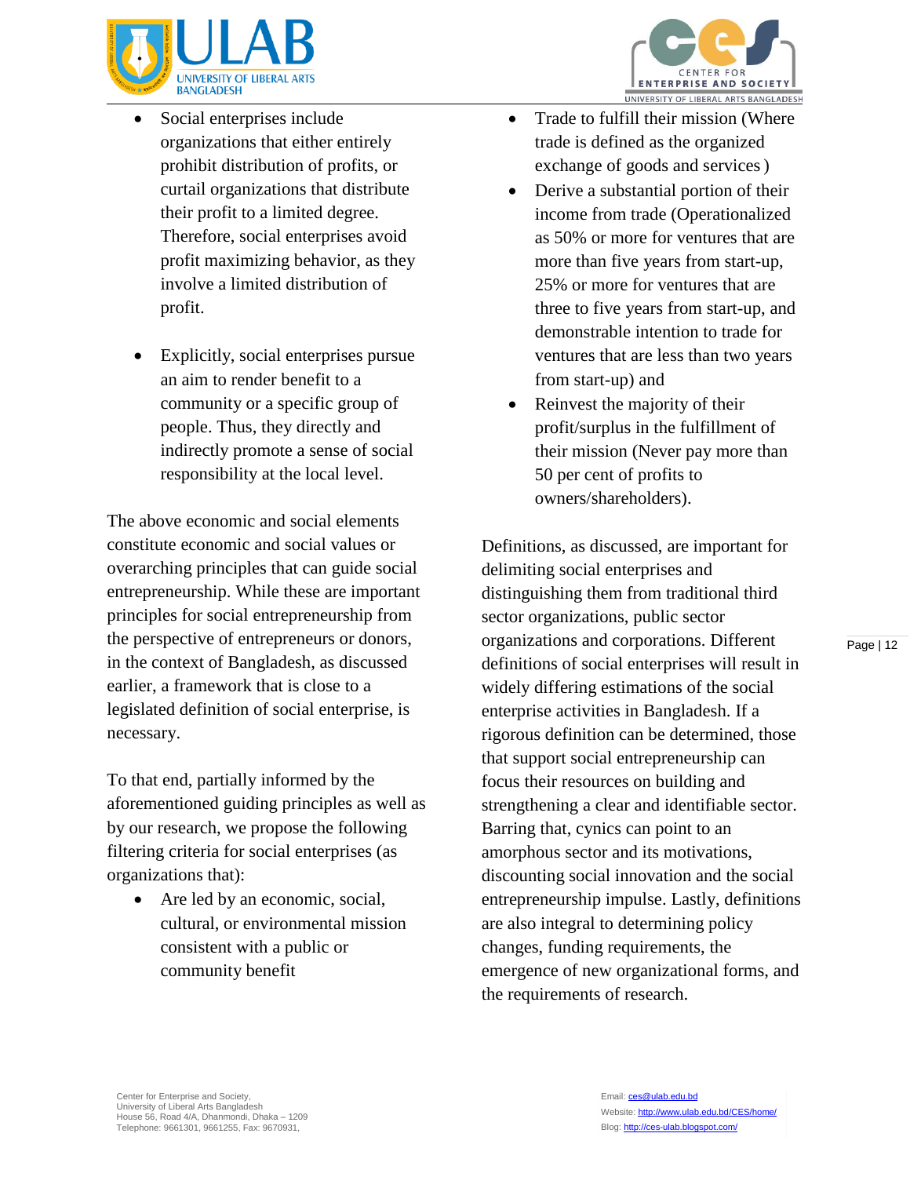- Social enterprises include organizations that either entirely prohibit distribution of profits, or curtail organizations that distribute their profit to a limited degree. Therefore, social enterprises avoid profit maximizing behavior, as they involve a limited distribution of profit.

- Explicitly, social enterprises pursue an aim to render benefit to a community or a specific group of people. Thus, they directly and indirectly promote a sense of social responsibility at the local level.

The above economic and social elements constitute economic and social values or overarching principles that can guide social entrepreneurship. While these are important principles for social entrepreneurship from the perspective of entrepreneurs or donors, in the context of Bangladesh, as discussed earlier, a framework that is close to a legislated definition of social enterprise, is necessary.

To that end, partially informed by the aforementioned guiding principles as well as by our research, we propose the following filtering criteria for social enterprises (as organizations that):

- Are led by an economic, social, cultural, or environmental mission consistent with a public or community benefit
- Trade to fulfill their mission (Where trade is defined as the organized exchange of goods and services )
- Derive a substantial portion of their income from trade (Operationalized as 50% or more for ventures that are more than five years from start-up, 25% or more for ventures that are three to five years from start-up, and demonstrable intention to trade for ventures that are less than two years from start-up) and
- Reinvest the majority of their profit/surplus in the fulfillment of their mission (Never pay more than 50 per cent of profits to owners/shareholders).

Definitions, as discussed, are important for delimiting social enterprises and distinguishing them from traditional third sector organizations, public sector organizations and corporations. Different definitions of social enterprises will result in widely differing estimations of the social enterprise activities in Bangladesh. If a rigorous definition can be determined, those that support social entrepreneurship can focus their resources on building and strengthening a clear and identifiable sector. Barring that, cynics can point to an amorphous sector and its motivations, discounting social innovation and the social entrepreneurship impulse. Lastly, definitions are also integral to determining policy changes, funding requirements, the emergence of new organizational forms, and the requirements of research.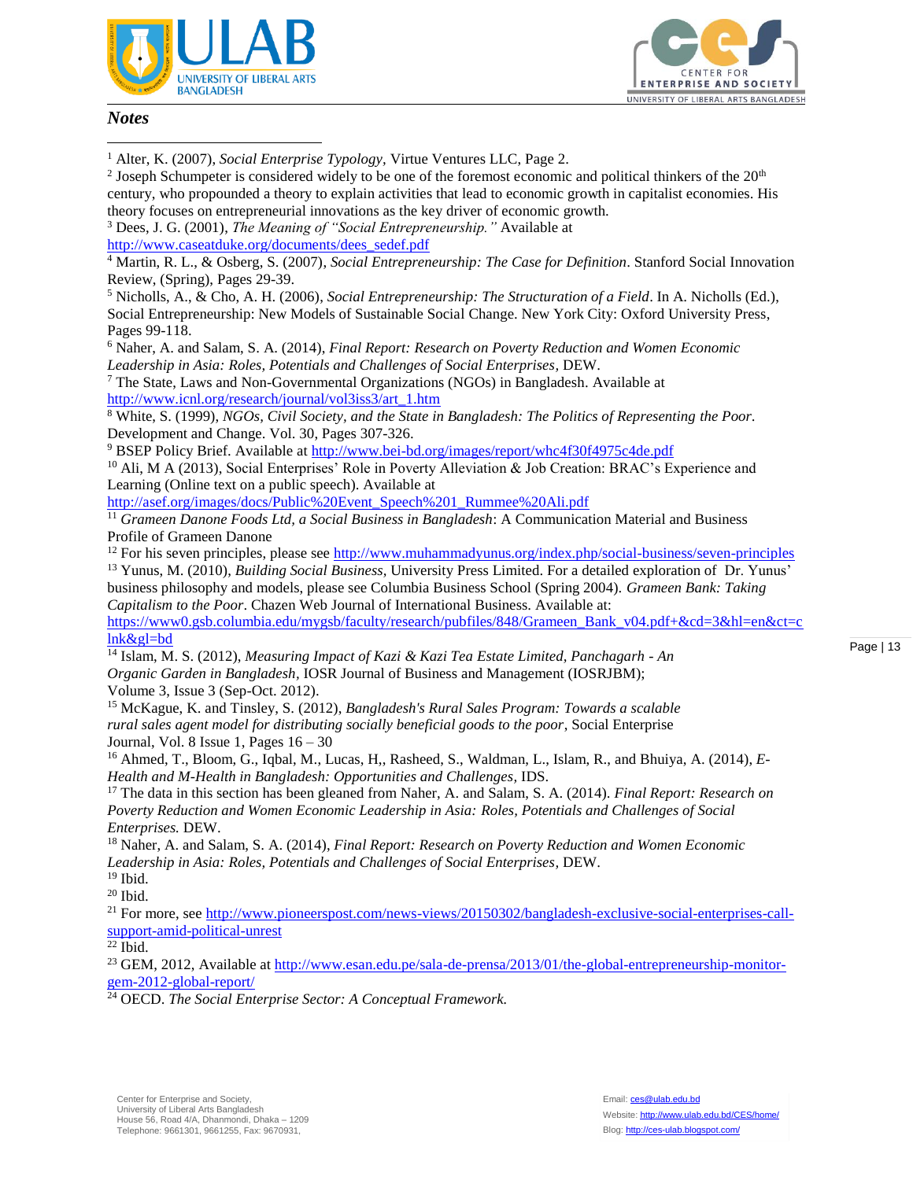### *Notes*

[1] Alter, K. (2007), *Social Enterprise Typology*, Virtue Ventures LLC, Page 2.

[2] Joseph Schumpeter is considered widely to be one of the foremost economic and political thinkers of the 20th century, who propounded a theory to explain activities that lead to economic growth in capitalist economies. His theory focuses on entrepreneurial innovations as the key driver of economic growth.

[3] Dees, J. G. (2001), *The Meaning of "Social Entrepreneurship."* Available at http://www.caseatduke.org/documents/dees_sedef.pdf

[4] Martin, R. L., & Osberg, S. (2007), *Social Entrepreneurship: The Case for Definition*. Stanford Social Innovation Review, (Spring), Pages 29-39.

[5] Nicholls, A., & Cho, A. H. (2006), *Social Entrepreneurship: The Structuration of a Field*. In A. Nicholls (Ed.), Social Entrepreneurship: New Models of Sustainable Social Change. New York City: Oxford University Press, Pages 99-118.

[6] Naher, A. and Salam, S. A. (2014), *Final Report: Research on Poverty Reduction and Women Economic Leadership in Asia: Roles, Potentials and Challenges of Social Enterprises*, DEW.

[7] The State, Laws and Non-Governmental Organizations (NGOs) in Bangladesh. Available at http://www.icnl.org/research/journal/vol3iss3/art_1.htm

[8] White, S. (1999), *NGOs, Civil Society, and the State in Bangladesh: The Politics of Representing the Poor*. Development and Change. Vol. 30, Pages 307-326.

[9] BSEP Policy Brief. Available at http://www.bei-bd.org/images/report/whc4f30f4975c4de.pdf

[10] Ali, M A (2013), Social Enterprises' Role in Poverty Alleviation & Job Creation: BRAC's Experience and Learning (Online text on a public speech). Available at http://asef.org/images/docs/Public%20Event_Speech%201_Rummee%20Ali.pdf

[11] *Grameen Danone Foods Ltd, a Social Business in Bangladesh*: A Communication Material and Business Profile of Grameen Danone

[12] For his seven principles, please see http://www.muhammadyunus.org/index.php/social-business/seven-principles

[13] Yunus, M. (2010), *Building Social Business*, University Press Limited. For a detailed exploration of Dr. Yunus' business philosophy and models, please see Columbia Business School (Spring 2004). *Grameen Bank: Taking Capitalism to the Poor*. Chazen Web Journal of International Business. Available at: https://www0.gsb.columbia.edu/mygsb/faculty/research/pubfiles/848/Grameen_Bank_v04.pdf+&cd=3&hl=en&ct=clnk&gl=bd

[14] Islam, M. S. (2012), *Measuring Impact of Kazi & Kazi Tea Estate Limited, Panchagarh - An Organic Garden in Bangladesh*, IOSR Journal of Business and Management (IOSRJBM); Volume 3, Issue 3 (Sep-Oct. 2012).

[15] McKague, K. and Tinsley, S. (2012), *Bangladesh's Rural Sales Program: Towards a scalable rural sales agent model for distributing socially beneficial goods to the poor*, Social Enterprise Journal, Vol. 8 Issue 1, Pages 16 – 30

[16] Ahmed, T., Bloom, G., Iqbal, M., Lucas, H,, Rasheed, S., Waldman, L., Islam, R., and Bhuiya, A. (2014), *E-Health and M-Health in Bangladesh: Opportunities and Challenges*, IDS.

[17] The data in this section has been gleaned from Naher, A. and Salam, S. A. (2014). *Final Report: Research on Poverty Reduction and Women Economic Leadership in Asia: Roles, Potentials and Challenges of Social Enterprises.* DEW.

[18] Naher, A. and Salam, S. A. (2014), *Final Report: Research on Poverty Reduction and Women Economic Leadership in Asia: Roles, Potentials and Challenges of Social Enterprises*, DEW.

[19] Ibid.

[20] Ibid.

[21] For more, see http://www.pioneerspost.com/news-views/20150302/bangladesh-exclusive-social-enterprises-call-support-amid-political-unrest

[22] Ibid.

[23] GEM, 2012, Available at http://www.esan.edu.pe/sala-de-prensa/2013/01/the-global-entrepreneurship-monitor-gem-2012-global-report/

[24] OECD. *The Social Enterprise Sector: A Conceptual Framework.*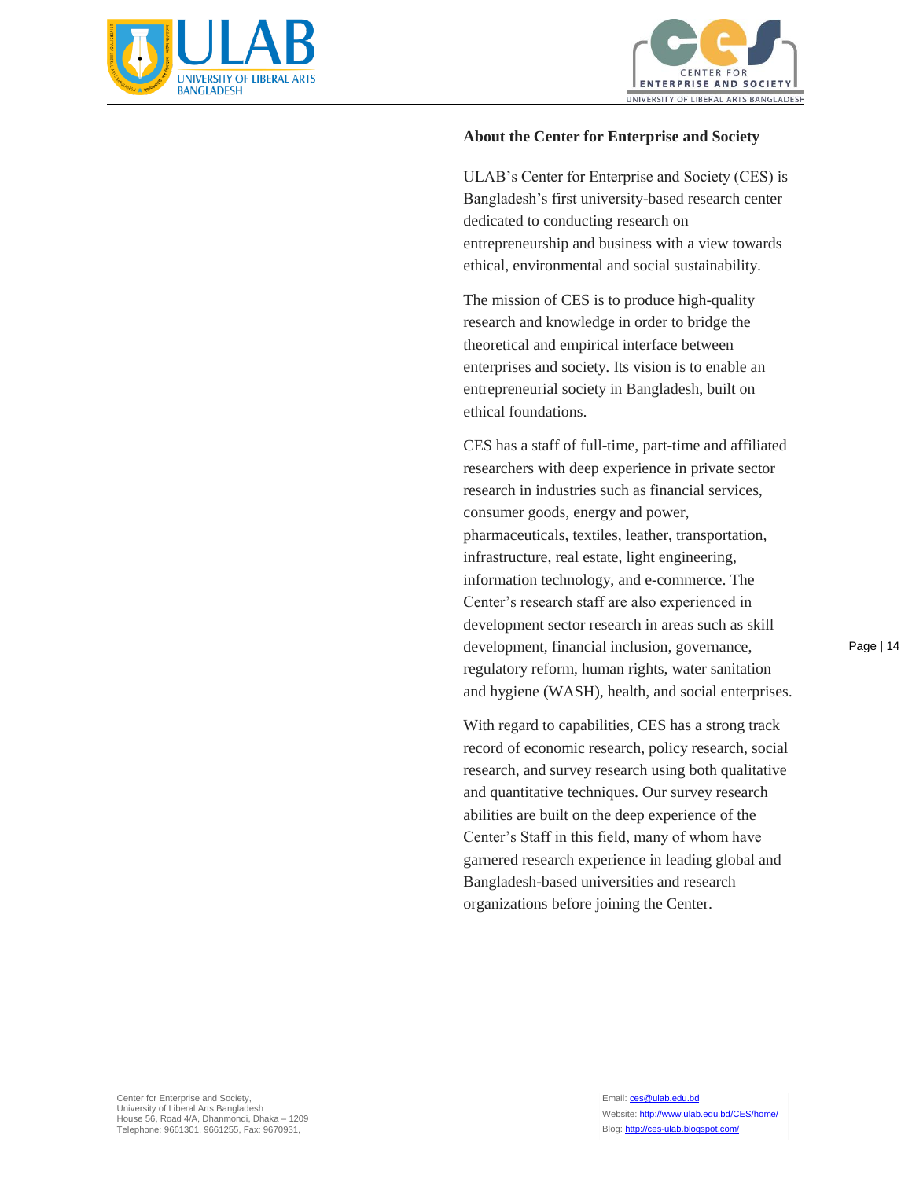## About the Center for Enterprise and Society

ULAB's Center for Enterprise and Society (CES) is Bangladesh's first university-based research center dedicated to conducting research on entrepreneurship and business with a view towards ethical, environmental and social sustainability.

The mission of CES is to produce high-quality research and knowledge in order to bridge the theoretical and empirical interface between enterprises and society. Its vision is to enable an entrepreneurial society in Bangladesh, built on ethical foundations.

CES has a staff of full-time, part-time and affiliated researchers with deep experience in private sector research in industries such as financial services, consumer goods, energy and power, pharmaceuticals, textiles, leather, transportation, infrastructure, real estate, light engineering, information technology, and e-commerce. The Center's research staff are also experienced in development sector research in areas such as skill development, financial inclusion, governance, regulatory reform, human rights, water sanitation and hygiene (WASH), health, and social enterprises.

With regard to capabilities, CES has a strong track record of economic research, policy research, social research, and survey research using both qualitative and quantitative techniques. Our survey research abilities are built on the deep experience of the Center's Staff in this field, many of whom have garnered research experience in leading global and Bangladesh-based universities and research organizations before joining the Center.

Center for Enterprise and Society,
University of Liberal Arts Bangladesh
House 56, Road 4/A, Dhanmondi, Dhaka – 1209
Telephone: 9661301, 9661255, Fax: 9670931,

Email: ces@ulab.edu.bd
Website: http://www.ulab.edu.bd/CES/home/
Blog: http://ces-ulab.blogspot.com/